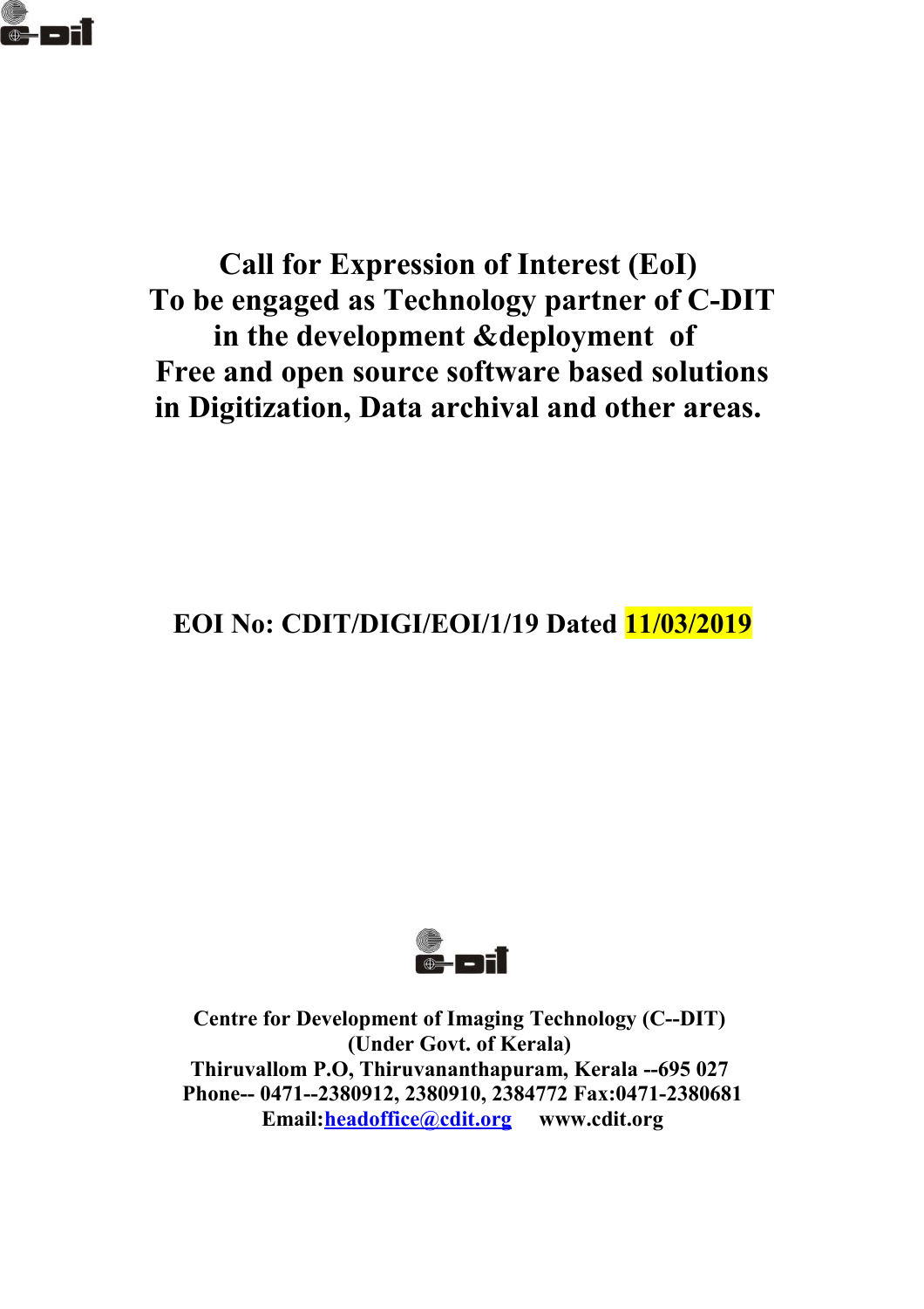# Call for Expression of Interest (EoI)
# To be engaged as Technology partner of C-DIT in the development &deployment of Free and open source software based solutions in Digitization, Data archival and other areas.

**EOI No: CDIT/DIGI/EOI/1/19 Dated 11/03/2019**

**Centre for Development of Imaging Technology (C--DIT)**
**(Under Govt. of Kerala)**
**Thiruvallom P.O, Thiruvananthapuram, Kerala --695 027**
**Phone-- 0471--2380912, 2380910, 2384772 Fax:0471-2380681**
**Email:headoffice@cdit.org www.cdit.org**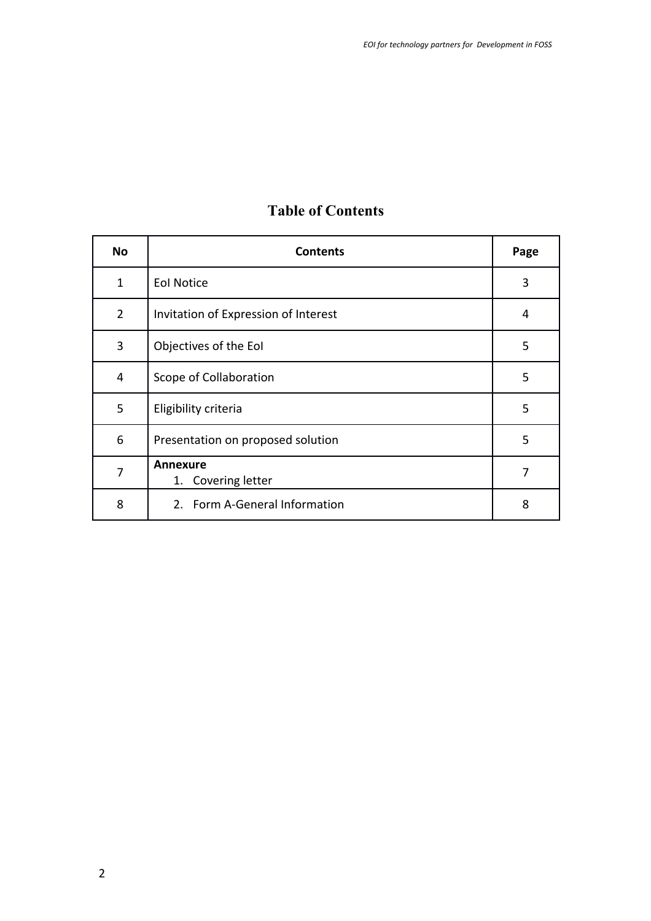# Table of Contents

| No | Contents | Page |
|---|---|---|
| 1 | EoI Notice | 3 |
| 2 | Invitation of Expression of Interest | 4 |
| 3 | Objectives of the EoI | 5 |
| 4 | Scope of Collaboration | 5 |
| 5 | Eligibility criteria | 5 |
| 6 | Presentation on proposed solution | 5 |
| 7 | **Annexure**<br>1. Covering letter | 7 |
| 8 | 2. Form A-General Information | 8 |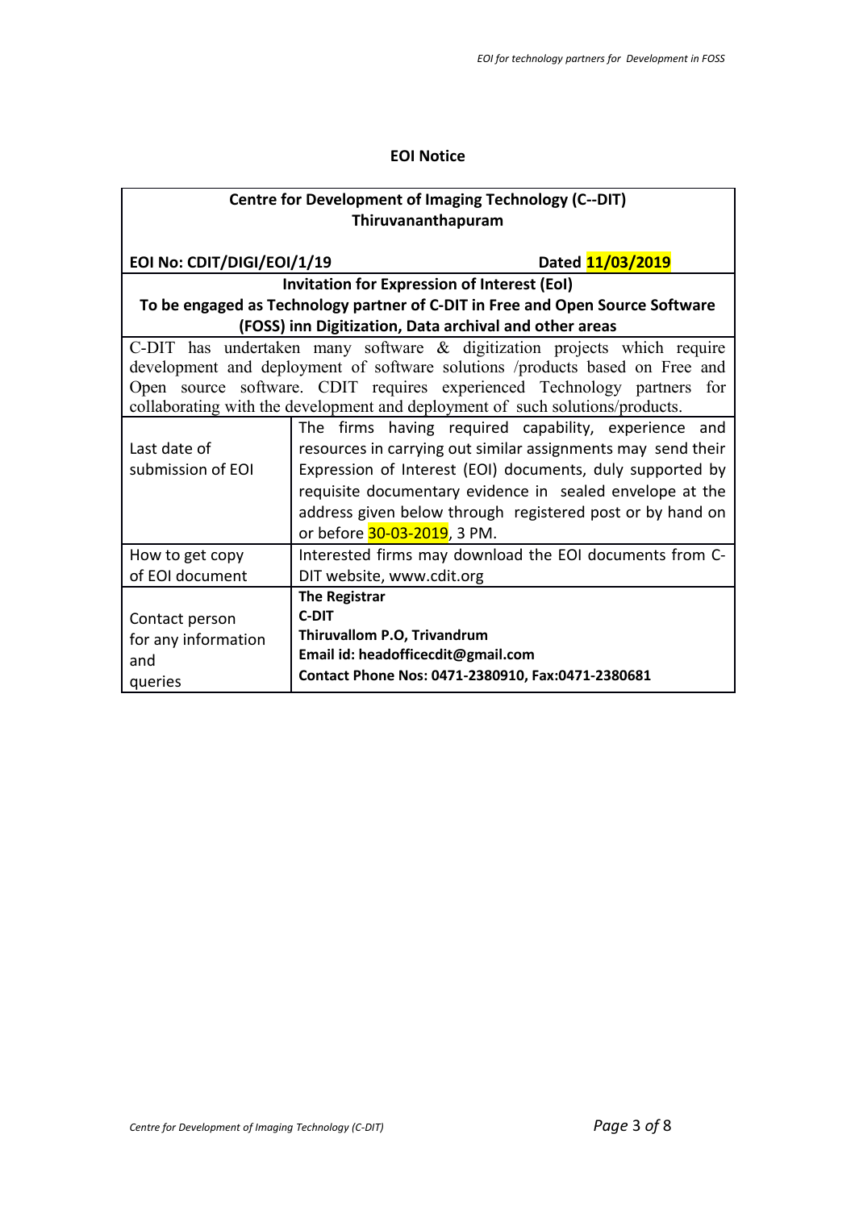## EOI Notice

| **Centre for Development of Imaging Technology (C--DIT)**<br>**Thiruvananthapuram** | |
|---|---|
| **EOI No: CDIT/DIGI/EOI/1/19** | **Dated 11/03/2019** |
| **Invitation for Expression of Interest (EoI)**<br>**To be engaged as Technology partner of C-DIT in Free and Open Source Software (FOSS) inn Digitization, Data archival and other areas** | |
| C-DIT has undertaken many software & digitization projects which require development and deployment of software solutions /products based on Free and Open source software. CDIT requires experienced Technology partners for collaborating with the development and deployment of such solutions/products. | |
| Last date of submission of EOI | The firms having required capability, experience and resources in carrying out similar assignments may send their Expression of Interest (EOI) documents, duly supported by requisite documentary evidence in sealed envelope at the address given below through registered post or by hand on or before 30-03-2019, 3 PM. |
| How to get copy of EOI document | Interested firms may download the EOI documents from C-DIT website, www.cdit.org |
| Contact person for any information and queries | **The Registrar**<br>**C-DIT**<br>**Thiruvallom P.O, Trivandrum**<br>**Email id: headofficecdit@gmail.com**<br>**Contact Phone Nos: 0471-2380910, Fax:0471-2380681** |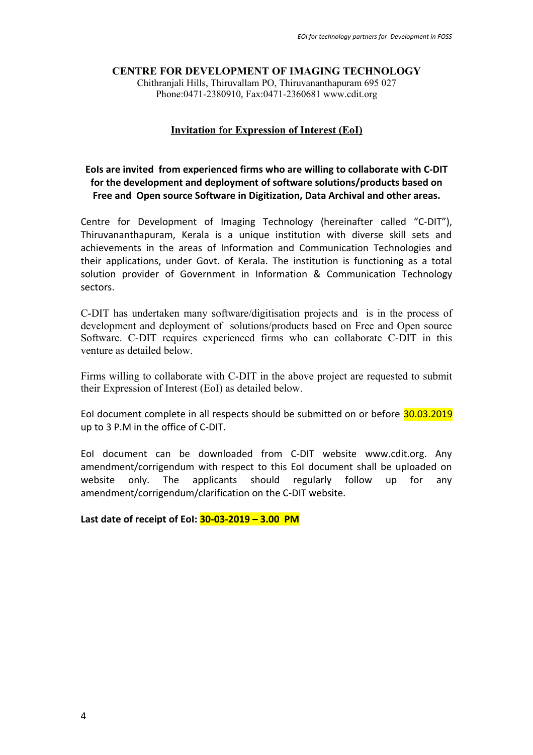**CENTRE FOR DEVELOPMENT OF IMAGING TECHNOLOGY**
Chithranjali Hills, Thiruvallam PO, Thiruvananthapuram 695 027
Phone:0471-2380910, Fax:0471-2360681 www.cdit.org

## Invitation for Expression of Interest (EoI)

**EoIs are invited from experienced firms who are willing to collaborate with C-DIT for the development and deployment of software solutions/products based on Free and Open source Software in Digitization, Data Archival and other areas.**

Centre for Development of Imaging Technology (hereinafter called "C-DIT"), Thiruvananthapuram, Kerala is a unique institution with diverse skill sets and achievements in the areas of Information and Communication Technologies and their applications, under Govt. of Kerala. The institution is functioning as a total solution provider of Government in Information & Communication Technology sectors.

C-DIT has undertaken many software/digitisation projects and is in the process of development and deployment of solutions/products based on Free and Open source Software. C-DIT requires experienced firms who can collaborate C-DIT in this venture as detailed below.

Firms willing to collaborate with C-DIT in the above project are requested to submit their Expression of Interest (EoI) as detailed below.

EoI document complete in all respects should be submitted on or before 30.03.2019 up to 3 P.M in the office of C-DIT.

EoI document can be downloaded from C-DIT website www.cdit.org. Any amendment/corrigendum with respect to this EoI document shall be uploaded on website only. The applicants should regularly follow up for any amendment/corrigendum/clarification on the C-DIT website.

**Last date of receipt of EoI: 30-03-2019 – 3.00 PM**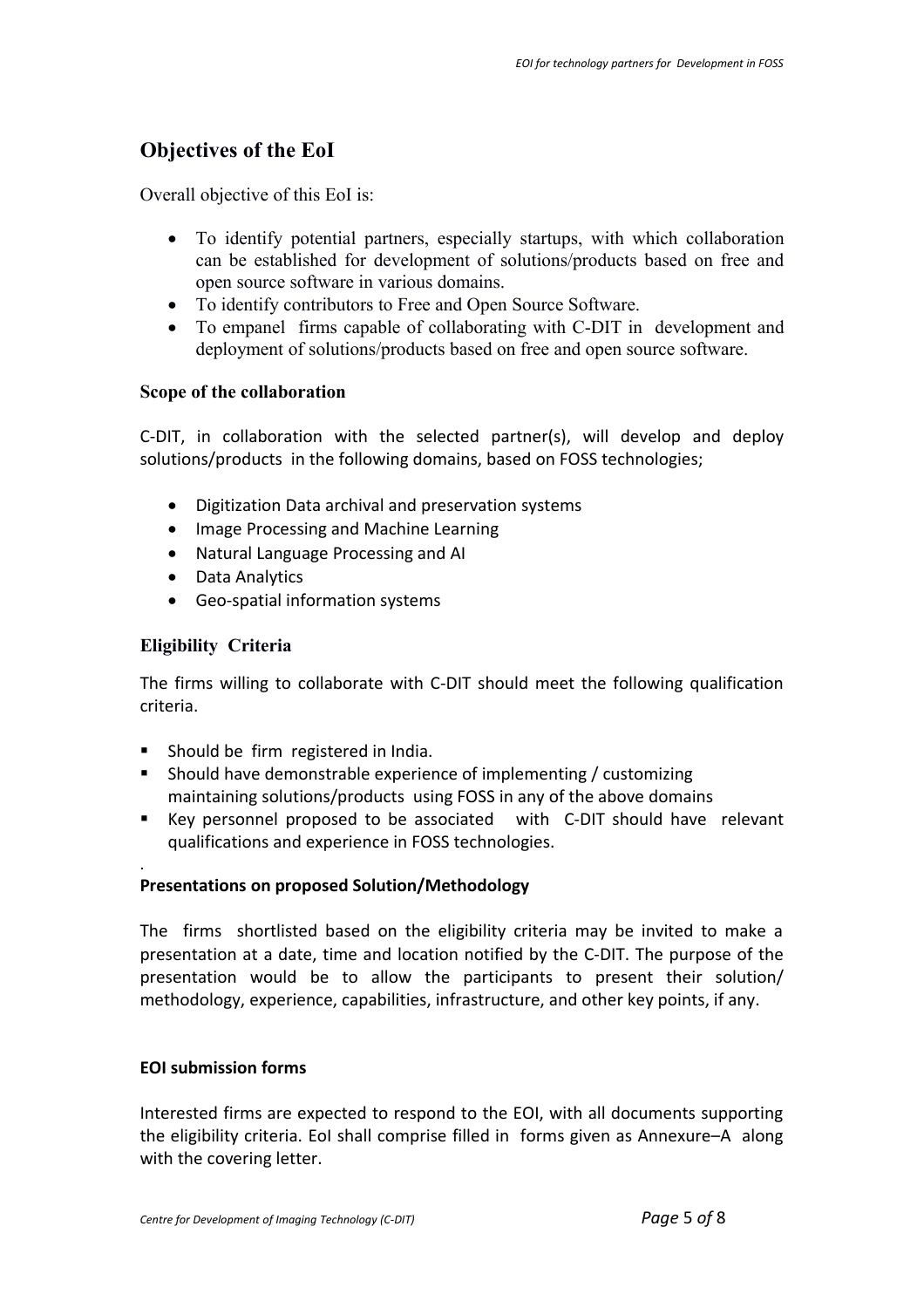## Objectives of the EoI

Overall objective of this EoI is:

- To identify potential partners, especially startups, with which collaboration can be established for development of solutions/products based on free and open source software in various domains.
- To identify contributors to Free and Open Source Software.
- To empanel firms capable of collaborating with C-DIT in development and deployment of solutions/products based on free and open source software.

### Scope of the collaboration

C-DIT, in collaboration with the selected partner(s), will develop and deploy solutions/products in the following domains, based on FOSS technologies;

- Digitization Data archival and preservation systems
- Image Processing and Machine Learning
- Natural Language Processing and AI
- Data Analytics
- Geo-spatial information systems

### Eligibility Criteria

The firms willing to collaborate with C-DIT should meet the following qualification criteria.

- Should be firm registered in India.
- Should have demonstrable experience of implementing / customizing maintaining solutions/products using FOSS in any of the above domains
- Key personnel proposed to be associated with C-DIT should have relevant qualifications and experience in FOSS technologies.

.

**Presentations on proposed Solution/Methodology**

The firms shortlisted based on the eligibility criteria may be invited to make a presentation at a date, time and location notified by the C-DIT. The purpose of the presentation would be to allow the participants to present their solution/ methodology, experience, capabilities, infrastructure, and other key points, if any.

**EOI submission forms**

Interested firms are expected to respond to the EOI, with all documents supporting the eligibility criteria. EoI shall comprise filled in forms given as Annexure–A along with the covering letter.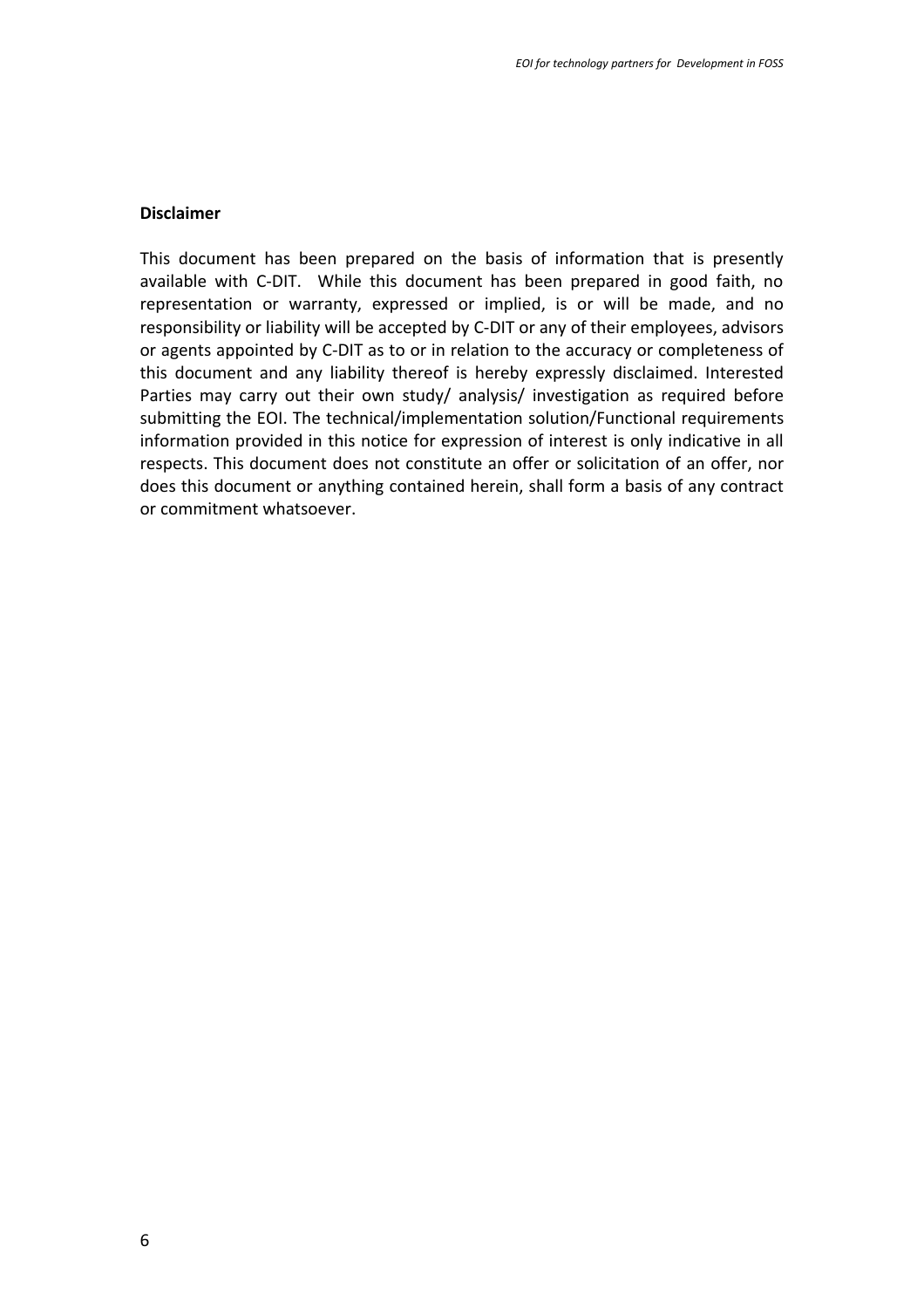**Disclaimer**

This document has been prepared on the basis of information that is presently available with C-DIT. While this document has been prepared in good faith, no representation or warranty, expressed or implied, is or will be made, and no responsibility or liability will be accepted by C-DIT or any of their employees, advisors or agents appointed by C-DIT as to or in relation to the accuracy or completeness of this document and any liability thereof is hereby expressly disclaimed. Interested Parties may carry out their own study/ analysis/ investigation as required before submitting the EOI. The technical/implementation solution/Functional requirements information provided in this notice for expression of interest is only indicative in all respects. This document does not constitute an offer or solicitation of an offer, nor does this document or anything contained herein, shall form a basis of any contract or commitment whatsoever.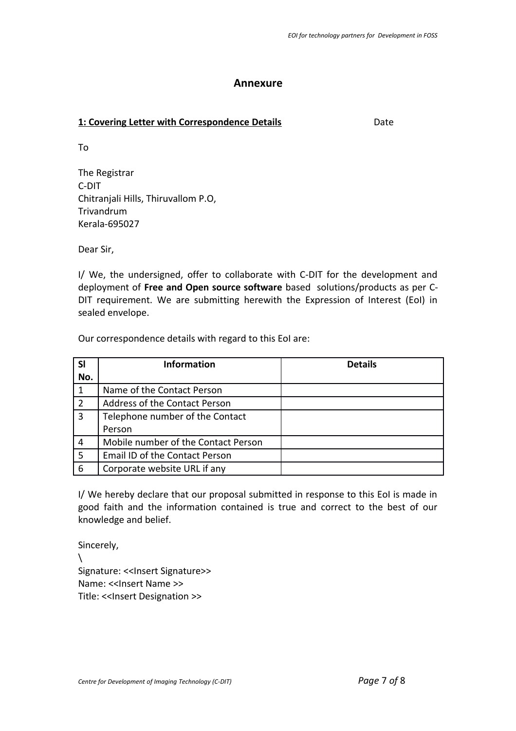# Annexure

**1: Covering Letter with Correspondence Details** Date

To

The Registrar
C-DIT
Chitranjali Hills, Thiruvallom P.O,
Trivandrum
Kerala-695027

Dear Sir,

I/ We, the undersigned, offer to collaborate with C-DIT for the development and deployment of **Free and Open source software** based solutions/products as per C-DIT requirement. We are submitting herewith the Expression of Interest (EoI) in sealed envelope.

Our correspondence details with regard to this EoI are:

| Sl No. | Information | Details |
|---|---|---|
| 1 | Name of the Contact Person | |
| 2 | Address of the Contact Person | |
| 3 | Telephone number of the Contact Person | |
| 4 | Mobile number of the Contact Person | |
| 5 | Email ID of the Contact Person | |
| 6 | Corporate website URL if any | |

I/ We hereby declare that our proposal submitted in response to this EoI is made in good faith and the information contained is true and correct to the best of our knowledge and belief.

Sincerely,
\
Signature: <<Insert Signature>>
Name: <<Insert Name >>
Title: <<Insert Designation >>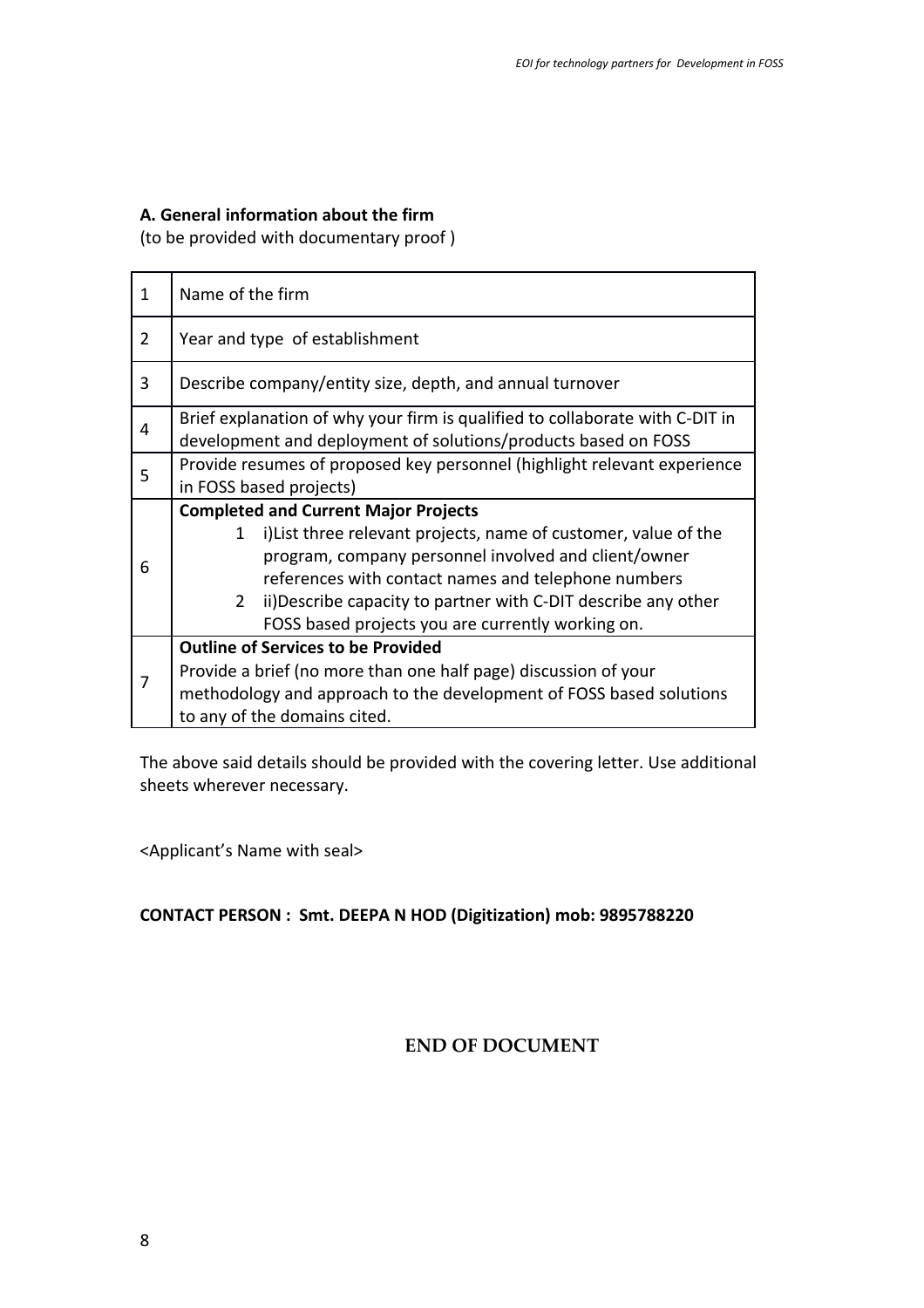**A. General information about the firm**

(to be provided with documentary proof )

| | |
|---|---|
| 1 | Name of the firm |
| 2 | Year and type of establishment |
| 3 | Describe company/entity size, depth, and annual turnover |
| 4 | Brief explanation of why your firm is qualified to collaborate with C-DIT in development and deployment of solutions/products based on FOSS |
| 5 | Provide resumes of proposed key personnel (highlight relevant experience in FOSS based projects) |
| 6 | **Completed and Current Major Projects**<br>1 i)List three relevant projects, name of customer, value of the program, company personnel involved and client/owner references with contact names and telephone numbers<br>2 ii)Describe capacity to partner with C-DIT describe any other FOSS based projects you are currently working on. |
| 7 | **Outline of Services to be Provided**<br>Provide a brief (no more than one half page) discussion of your methodology and approach to the development of FOSS based solutions to any of the domains cited. |

The above said details should be provided with the covering letter. Use additional sheets wherever necessary.

<Applicant's Name with seal>

**CONTACT PERSON : Smt. DEEPA N HOD (Digitization) mob: 9895788220**

**END OF DOCUMENT**